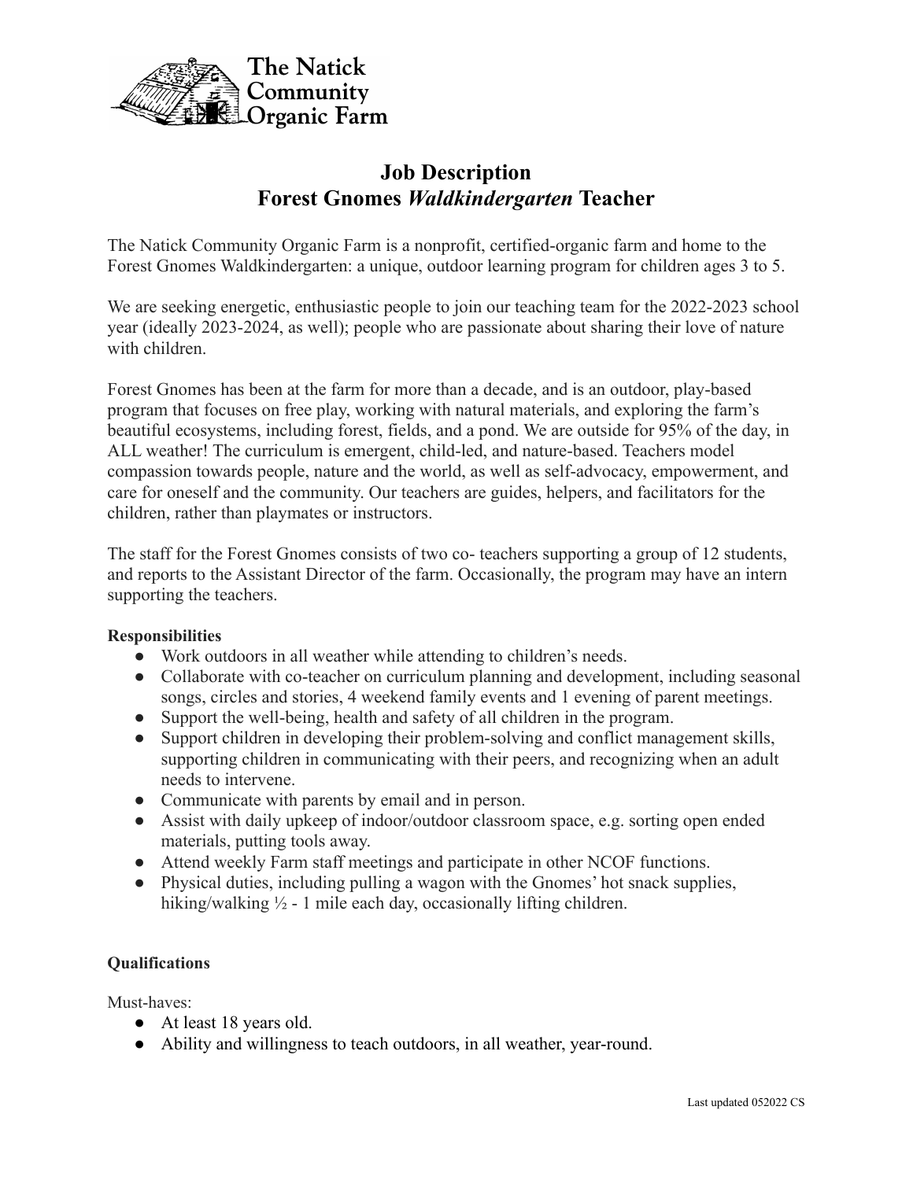The Natick Community Organic Farm

# Job Description
# Forest Gnomes *Waldkindergarten* Teacher

The Natick Community Organic Farm is a nonprofit, certified-organic farm and home to the Forest Gnomes Waldkindergarten: a unique, outdoor learning program for children ages 3 to 5.

We are seeking energetic, enthusiastic people to join our teaching team for the 2022-2023 school year (ideally 2023-2024, as well); people who are passionate about sharing their love of nature with children.

Forest Gnomes has been at the farm for more than a decade, and is an outdoor, play-based program that focuses on free play, working with natural materials, and exploring the farm's beautiful ecosystems, including forest, fields, and a pond. We are outside for 95% of the day, in ALL weather! The curriculum is emergent, child-led, and nature-based. Teachers model compassion towards people, nature and the world, as well as self-advocacy, empowerment, and care for oneself and the community. Our teachers are guides, helpers, and facilitators for the children, rather than playmates or instructors.

The staff for the Forest Gnomes consists of two co- teachers supporting a group of 12 students, and reports to the Assistant Director of the farm. Occasionally, the program may have an intern supporting the teachers.

**Responsibilities**

- Work outdoors in all weather while attending to children's needs.
- Collaborate with co-teacher on curriculum planning and development, including seasonal songs, circles and stories, 4 weekend family events and 1 evening of parent meetings.
- Support the well-being, health and safety of all children in the program.
- Support children in developing their problem-solving and conflict management skills, supporting children in communicating with their peers, and recognizing when an adult needs to intervene.
- Communicate with parents by email and in person.
- Assist with daily upkeep of indoor/outdoor classroom space, e.g. sorting open ended materials, putting tools away.
- Attend weekly Farm staff meetings and participate in other NCOF functions.
- Physical duties, including pulling a wagon with the Gnomes' hot snack supplies, hiking/walking ½ - 1 mile each day, occasionally lifting children.

**Qualifications**

Must-haves:

- At least 18 years old.
- Ability and willingness to teach outdoors, in all weather, year-round.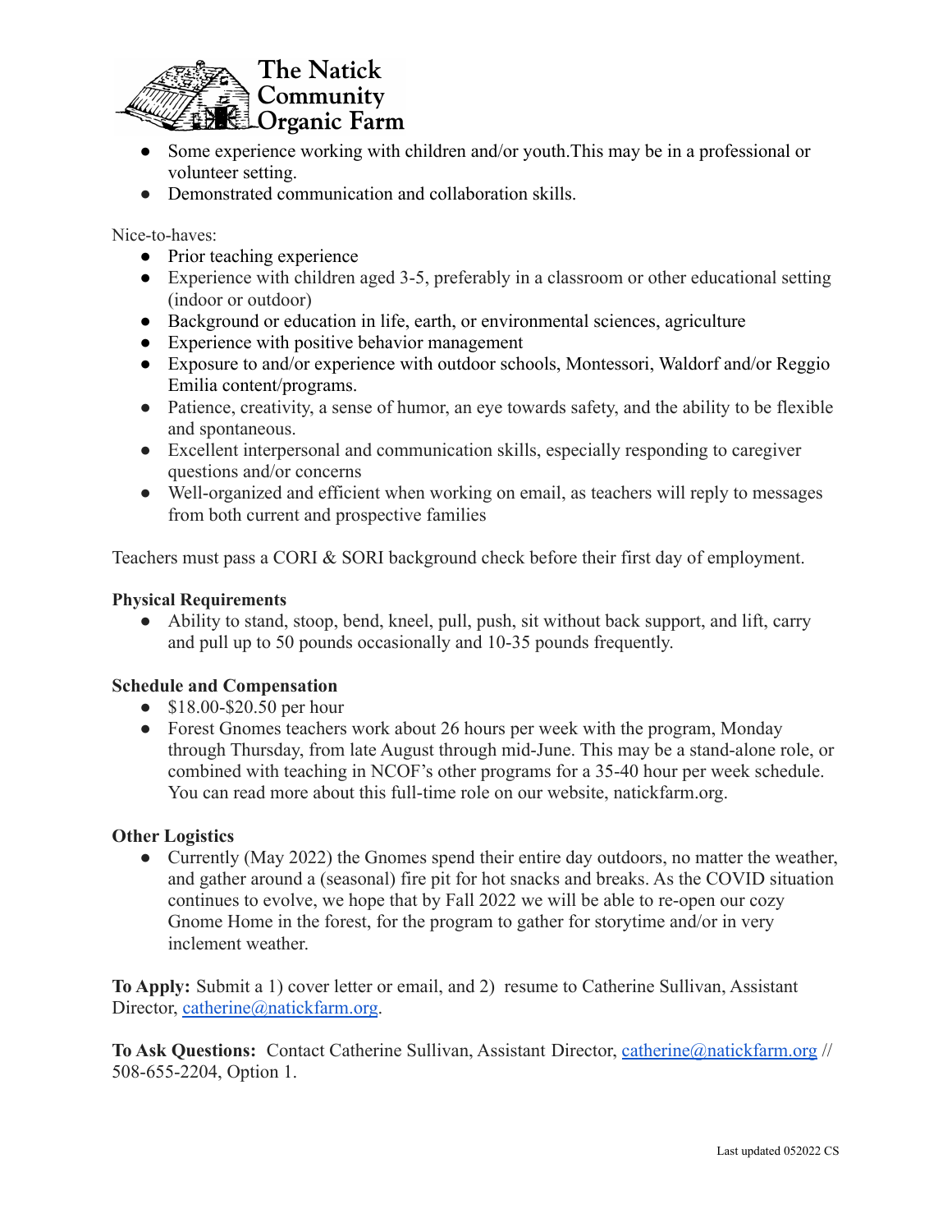- Some experience working with children and/or youth.This may be in a professional or volunteer setting.
- Demonstrated communication and collaboration skills.

Nice-to-haves:

- Prior teaching experience
- Experience with children aged 3-5, preferably in a classroom or other educational setting (indoor or outdoor)
- Background or education in life, earth, or environmental sciences, agriculture
- Experience with positive behavior management
- Exposure to and/or experience with outdoor schools, Montessori, Waldorf and/or Reggio Emilia content/programs.
- Patience, creativity, a sense of humor, an eye towards safety, and the ability to be flexible and spontaneous.
- Excellent interpersonal and communication skills, especially responding to caregiver questions and/or concerns
- Well-organized and efficient when working on email, as teachers will reply to messages from both current and prospective families

Teachers must pass a CORI & SORI background check before their first day of employment.

**Physical Requirements**

- Ability to stand, stoop, bend, kneel, pull, push, sit without back support, and lift, carry and pull up to 50 pounds occasionally and 10-35 pounds frequently.

**Schedule and Compensation**

- $18.00-$20.50 per hour
- Forest Gnomes teachers work about 26 hours per week with the program, Monday through Thursday, from late August through mid-June. This may be a stand-alone role, or combined with teaching in NCOF's other programs for a 35-40 hour per week schedule. You can read more about this full-time role on our website, natickfarm.org.

**Other Logistics**

- Currently (May 2022) the Gnomes spend their entire day outdoors, no matter the weather, and gather around a (seasonal) fire pit for hot snacks and breaks. As the COVID situation continues to evolve, we hope that by Fall 2022 we will be able to re-open our cozy Gnome Home in the forest, for the program to gather for storytime and/or in very inclement weather.

**To Apply:** Submit a 1) cover letter or email, and 2) resume to Catherine Sullivan, Assistant Director, catherine@natickfarm.org.

**To Ask Questions:** Contact Catherine Sullivan, Assistant Director, catherine@natickfarm.org // 508-655-2204, Option 1.